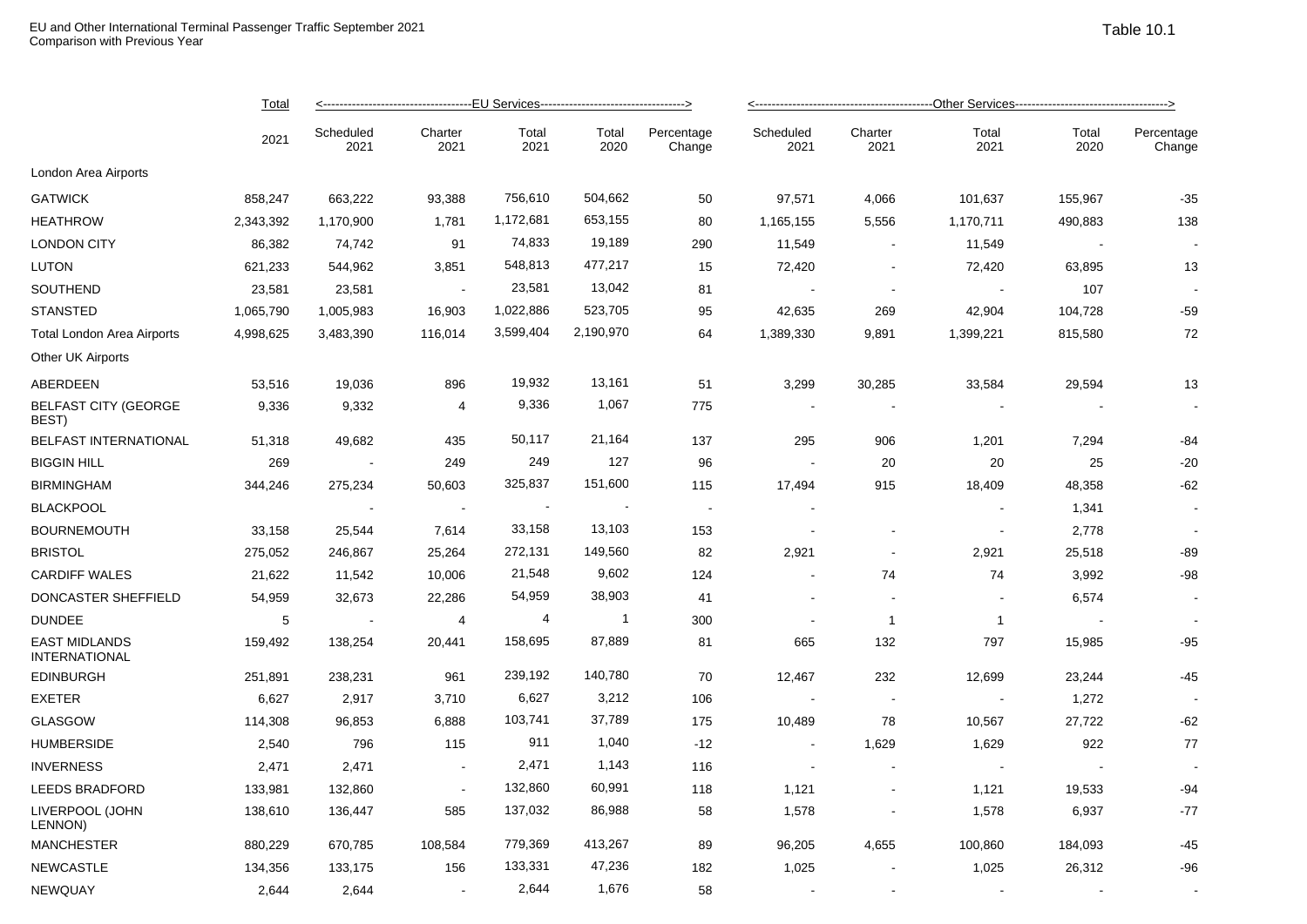EU and Other International Terminal Passenger Traffic September 2021
Comparison with Previous Year

Table 10.1

| | Total | EU Services | | | | | Other Services | | | | |
|---|---|---|---|---|---|---|---|---|---|---|---|
| | 2021 | Scheduled 2021 | Charter 2021 | Total 2021 | Total 2020 | Percentage Change | Scheduled 2021 | Charter 2021 | Total 2021 | Total 2020 | Percentage Change |
| London Area Airports | | | | | | | | | | | |
| GATWICK | 858,247 | 663,222 | 93,388 | 756,610 | 504,662 | 50 | 97,571 | 4,066 | 101,637 | 155,967 | -35 |
| HEATHROW | 2,343,392 | 1,170,900 | 1,781 | 1,172,681 | 653,155 | 80 | 1,165,155 | 5,556 | 1,170,711 | 490,883 | 138 |
| LONDON CITY | 86,382 | 74,742 | 91 | 74,833 | 19,189 | 290 | 11,549 | - | 11,549 | - | - |
| LUTON | 621,233 | 544,962 | 3,851 | 548,813 | 477,217 | 15 | 72,420 | - | 72,420 | 63,895 | 13 |
| SOUTHEND | 23,581 | 23,581 | - | 23,581 | 13,042 | 81 | - | - | - | 107 | - |
| STANSTED | 1,065,790 | 1,005,983 | 16,903 | 1,022,886 | 523,705 | 95 | 42,635 | 269 | 42,904 | 104,728 | -59 |
| Total London Area Airports | 4,998,625 | 3,483,390 | 116,014 | 3,599,404 | 2,190,970 | 64 | 1,389,330 | 9,891 | 1,399,221 | 815,580 | 72 |
| Other UK Airports | | | | | | | | | | | |
| ABERDEEN | 53,516 | 19,036 | 896 | 19,932 | 13,161 | 51 | 3,299 | 30,285 | 33,584 | 29,594 | 13 |
| BELFAST CITY (GEORGE BEST) | 9,336 | 9,332 | 4 | 9,336 | 1,067 | 775 | - | - | - | - | - |
| BELFAST INTERNATIONAL | 51,318 | 49,682 | 435 | 50,117 | 21,164 | 137 | 295 | 906 | 1,201 | 7,294 | -84 |
| BIGGIN HILL | 269 | - | 249 | 249 | 127 | 96 | - | 20 | 20 | 25 | -20 |
| BIRMINGHAM | 344,246 | 275,234 | 50,603 | 325,837 | 151,600 | 115 | 17,494 | 915 | 18,409 | 48,358 | -62 |
| BLACKPOOL | | - | - | - | - | - | - | | - | 1,341 | - |
| BOURNEMOUTH | 33,158 | 25,544 | 7,614 | 33,158 | 13,103 | 153 | - | - | - | 2,778 | - |
| BRISTOL | 275,052 | 246,867 | 25,264 | 272,131 | 149,560 | 82 | 2,921 | - | 2,921 | 25,518 | -89 |
| CARDIFF WALES | 21,622 | 11,542 | 10,006 | 21,548 | 9,602 | 124 | - | 74 | 74 | 3,992 | -98 |
| DONCASTER SHEFFIELD | 54,959 | 32,673 | 22,286 | 54,959 | 38,903 | 41 | - | - | - | 6,574 | - |
| DUNDEE | 5 | - | 4 | 4 | 1 | 300 | - | 1 | 1 | - | - |
| EAST MIDLANDS INTERNATIONAL | 159,492 | 138,254 | 20,441 | 158,695 | 87,889 | 81 | 665 | 132 | 797 | 15,985 | -95 |
| EDINBURGH | 251,891 | 238,231 | 961 | 239,192 | 140,780 | 70 | 12,467 | 232 | 12,699 | 23,244 | -45 |
| EXETER | 6,627 | 2,917 | 3,710 | 6,627 | 3,212 | 106 | - | - | - | 1,272 | - |
| GLASGOW | 114,308 | 96,853 | 6,888 | 103,741 | 37,789 | 175 | 10,489 | 78 | 10,567 | 27,722 | -62 |
| HUMBERSIDE | 2,540 | 796 | 115 | 911 | 1,040 | -12 | - | 1,629 | 1,629 | 922 | 77 |
| INVERNESS | 2,471 | 2,471 | - | 2,471 | 1,143 | 116 | - | - | - | - | - |
| LEEDS BRADFORD | 133,981 | 132,860 | - | 132,860 | 60,991 | 118 | 1,121 | - | 1,121 | 19,533 | -94 |
| LIVERPOOL (JOHN LENNON) | 138,610 | 136,447 | 585 | 137,032 | 86,988 | 58 | 1,578 | - | 1,578 | 6,937 | -77 |
| MANCHESTER | 880,229 | 670,785 | 108,584 | 779,369 | 413,267 | 89 | 96,205 | 4,655 | 100,860 | 184,093 | -45 |
| NEWCASTLE | 134,356 | 133,175 | 156 | 133,331 | 47,236 | 182 | 1,025 | - | 1,025 | 26,312 | -96 |
| NEWQUAY | 2,644 | 2,644 | - | 2,644 | 1,676 | 58 | - | - | - | - | - |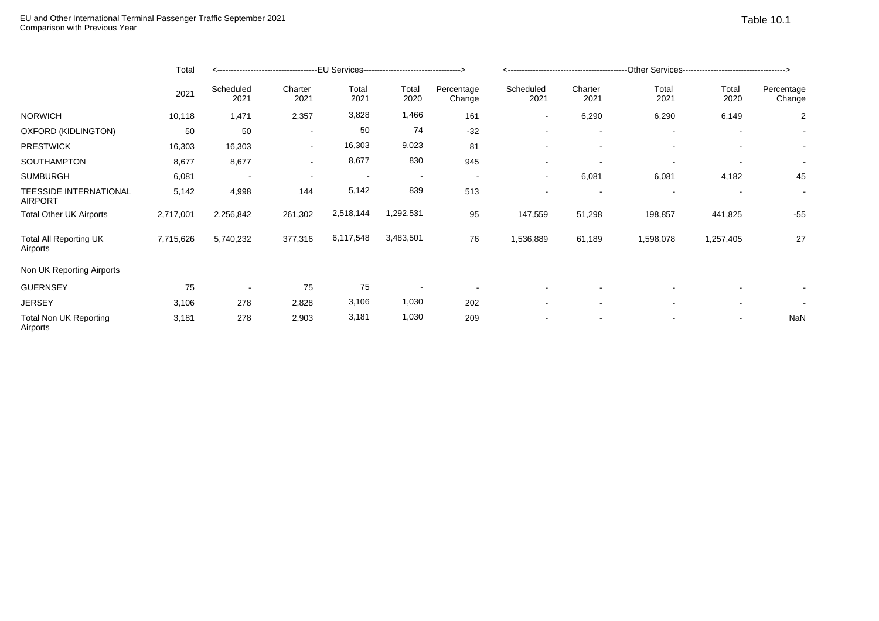EU and Other International Terminal Passenger Traffic September 2021
Comparison with Previous Year

Table 10.1

| | Total | EU Services | | | | | Other Services | | | | |
|---|---|---|---|---|---|---|---|---|---|---|---|
| | 2021 | Scheduled 2021 | Charter 2021 | Total 2021 | Total 2020 | Percentage Change | Scheduled 2021 | Charter 2021 | Total 2021 | Total 2020 | Percentage Change |
| NORWICH | 10,118 | 1,471 | 2,357 | 3,828 | 1,466 | 161 | - | 6,290 | 6,290 | 6,149 | 2 |
| OXFORD (KIDLINGTON) | 50 | 50 | - | 50 | 74 | -32 | - | - | - | - | - |
| PRESTWICK | 16,303 | 16,303 | - | 16,303 | 9,023 | 81 | - | - | - | - | - |
| SOUTHAMPTON | 8,677 | 8,677 | - | 8,677 | 830 | 945 | - | - | - | - | - |
| SUMBURGH | 6,081 | - | - | - | - | - | - | 6,081 | 6,081 | 4,182 | 45 |
| TEESSIDE INTERNATIONAL AIRPORT | 5,142 | 4,998 | 144 | 5,142 | 839 | 513 | - | - | - | - | - |
| Total Other UK Airports | 2,717,001 | 2,256,842 | 261,302 | 2,518,144 | 1,292,531 | 95 | 147,559 | 51,298 | 198,857 | 441,825 | -55 |
| Total All Reporting UK Airports | 7,715,626 | 5,740,232 | 377,316 | 6,117,548 | 3,483,501 | 76 | 1,536,889 | 61,189 | 1,598,078 | 1,257,405 | 27 |
| Non UK Reporting Airports | | | | | | | | | | | |
| GUERNSEY | 75 | - | 75 | 75 | - | - | - | - | - | - | - |
| JERSEY | 3,106 | 278 | 2,828 | 3,106 | 1,030 | 202 | - | - | - | - | - |
| Total Non UK Reporting Airports | 3,181 | 278 | 2,903 | 3,181 | 1,030 | 209 | - | - | - | - | NaN |